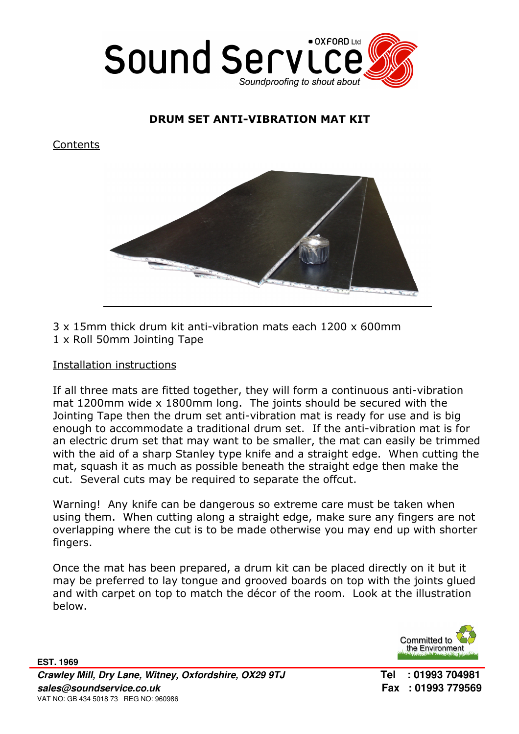Sound Service OXFORD Ltd

*Soundproofing to shout about*

## DRUM SET ANTI-VIBRATION MAT KIT

Contents

3 x 15mm thick drum kit anti-vibration mats each 1200 x 600mm
1 x Roll 50mm Jointing Tape

Installation instructions

If all three mats are fitted together, they will form a continuous anti-vibration mat 1200mm wide x 1800mm long. The joints should be secured with the Jointing Tape then the drum set anti-vibration mat is ready for use and is big enough to accommodate a traditional drum set. If the anti-vibration mat is for an electric drum set that may want to be smaller, the mat can easily be trimmed with the aid of a sharp Stanley type knife and a straight edge. When cutting the mat, squash it as much as possible beneath the straight edge then make the cut. Several cuts may be required to separate the offcut.

Warning! Any knife can be dangerous so extreme care must be taken when using them. When cutting along a straight edge, make sure any fingers are not overlapping where the cut is to be made otherwise you may end up with shorter fingers.

Once the mat has been prepared, a drum kit can be placed directly on it but it may be preferred to lay tongue and grooved boards on top with the joints glued and with carpet on top to match the décor of the room. Look at the illustration below.

Committed to the Environment

**EST. 1969**

***Crawley Mill, Dry Lane, Witney, Oxfordshire, OX29 9TJ***
***sales@soundservice.co.uk***
VAT NO: GB 434 5018 73 REG NO: 960986

**Tel : 01993 704981**
**Fax : 01993 779569**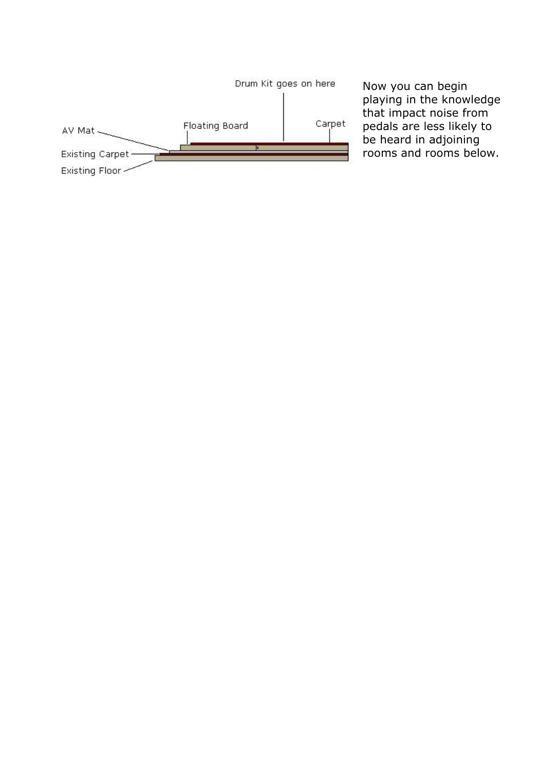Drum Kit goes on here

AV Mat

Floating Board

Carpet

Existing Carpet

Existing Floor

Now you can begin playing in the knowledge that impact noise from pedals are less likely to be heard in adjoining rooms and rooms below.